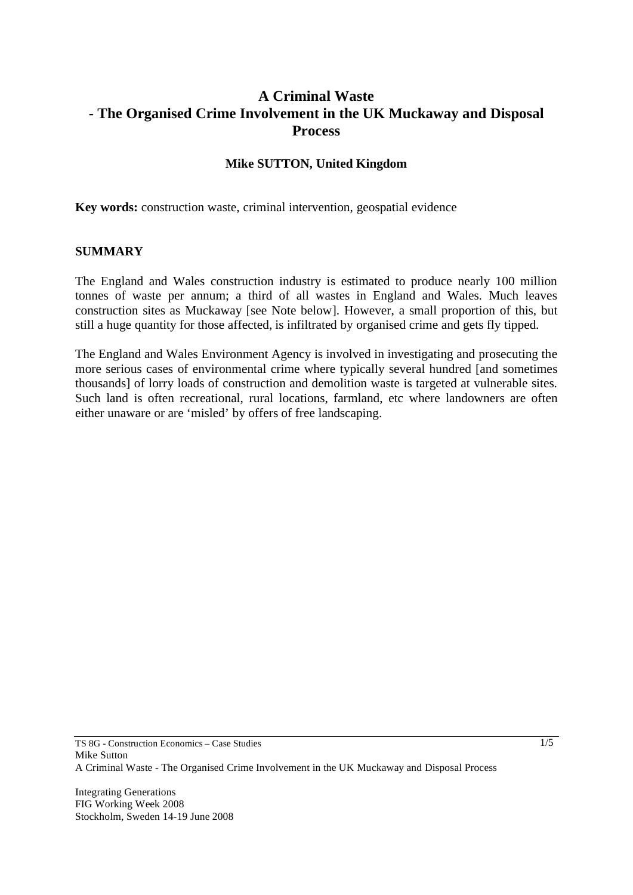# A Criminal Waste
# - The Organised Crime Involvement in the UK Muckaway and Disposal Process

**Mike SUTTON, United Kingdom**

**Key words:** construction waste, criminal intervention, geospatial evidence

## SUMMARY

The England and Wales construction industry is estimated to produce nearly 100 million tonnes of waste per annum; a third of all wastes in England and Wales. Much leaves construction sites as Muckaway [see Note below]. However, a small proportion of this, but still a huge quantity for those affected, is infiltrated by organised crime and gets fly tipped.

The England and Wales Environment Agency is involved in investigating and prosecuting the more serious cases of environmental crime where typically several hundred [and sometimes thousands] of lorry loads of construction and demolition waste is targeted at vulnerable sites. Such land is often recreational, rural locations, farmland, etc where landowners are often either unaware or are 'misled' by offers of free landscaping.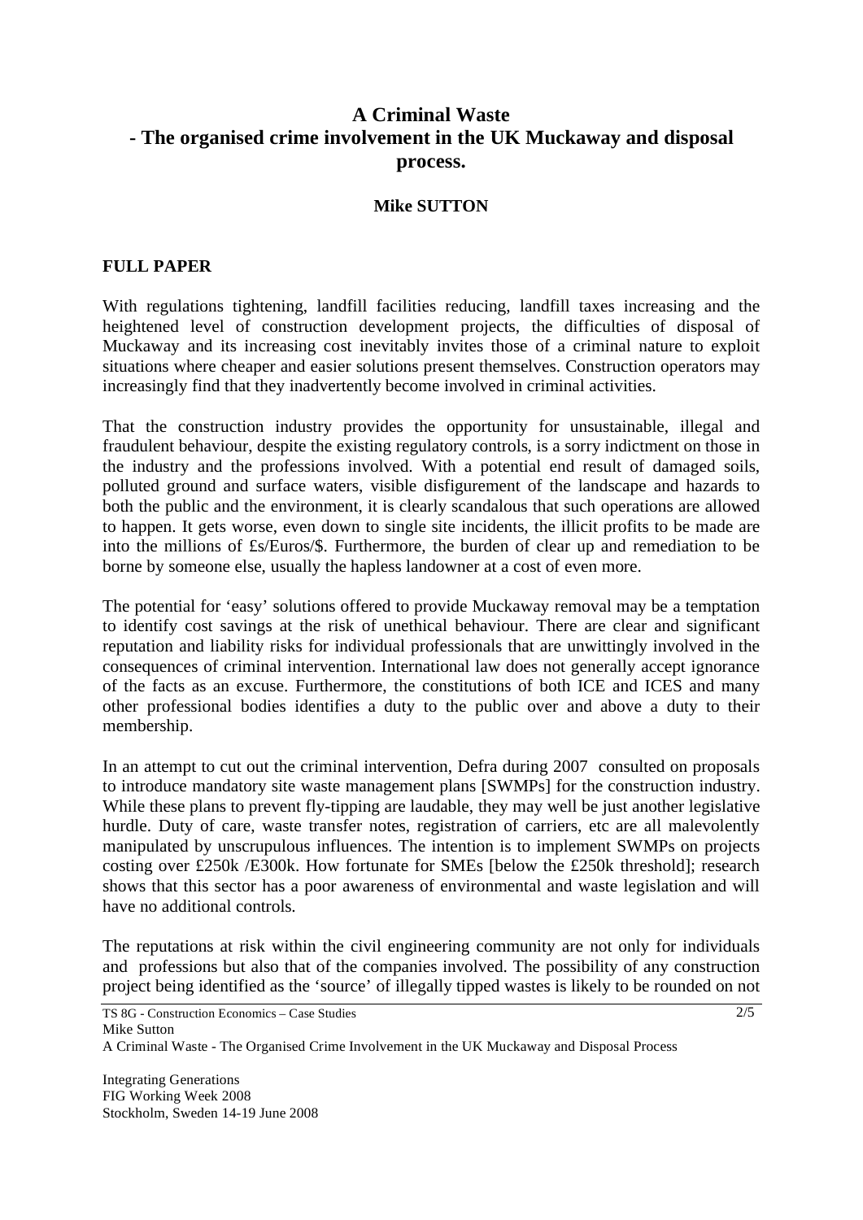# A Criminal Waste
# - The organised crime involvement in the UK Muckaway and disposal process.

**Mike SUTTON**

## FULL PAPER

With regulations tightening, landfill facilities reducing, landfill taxes increasing and the heightened level of construction development projects, the difficulties of disposal of Muckaway and its increasing cost inevitably invites those of a criminal nature to exploit situations where cheaper and easier solutions present themselves. Construction operators may increasingly find that they inadvertently become involved in criminal activities.

That the construction industry provides the opportunity for unsustainable, illegal and fraudulent behaviour, despite the existing regulatory controls, is a sorry indictment on those in the industry and the professions involved. With a potential end result of damaged soils, polluted ground and surface waters, visible disfigurement of the landscape and hazards to both the public and the environment, it is clearly scandalous that such operations are allowed to happen. It gets worse, even down to single site incidents, the illicit profits to be made are into the millions of £s/Euros/$. Furthermore, the burden of clear up and remediation to be borne by someone else, usually the hapless landowner at a cost of even more.

The potential for 'easy' solutions offered to provide Muckaway removal may be a temptation to identify cost savings at the risk of unethical behaviour. There are clear and significant reputation and liability risks for individual professionals that are unwittingly involved in the consequences of criminal intervention. International law does not generally accept ignorance of the facts as an excuse. Furthermore, the constitutions of both ICE and ICES and many other professional bodies identifies a duty to the public over and above a duty to their membership.

In an attempt to cut out the criminal intervention, Defra during 2007 consulted on proposals to introduce mandatory site waste management plans [SWMPs] for the construction industry. While these plans to prevent fly-tipping are laudable, they may well be just another legislative hurdle. Duty of care, waste transfer notes, registration of carriers, etc are all malevolently manipulated by unscrupulous influences. The intention is to implement SWMPs on projects costing over £250k /E300k. How fortunate for SMEs [below the £250k threshold]; research shows that this sector has a poor awareness of environmental and waste legislation and will have no additional controls.

The reputations at risk within the civil engineering community are not only for individuals and professions but also that of the companies involved. The possibility of any construction project being identified as the 'source' of illegally tipped wastes is likely to be rounded on not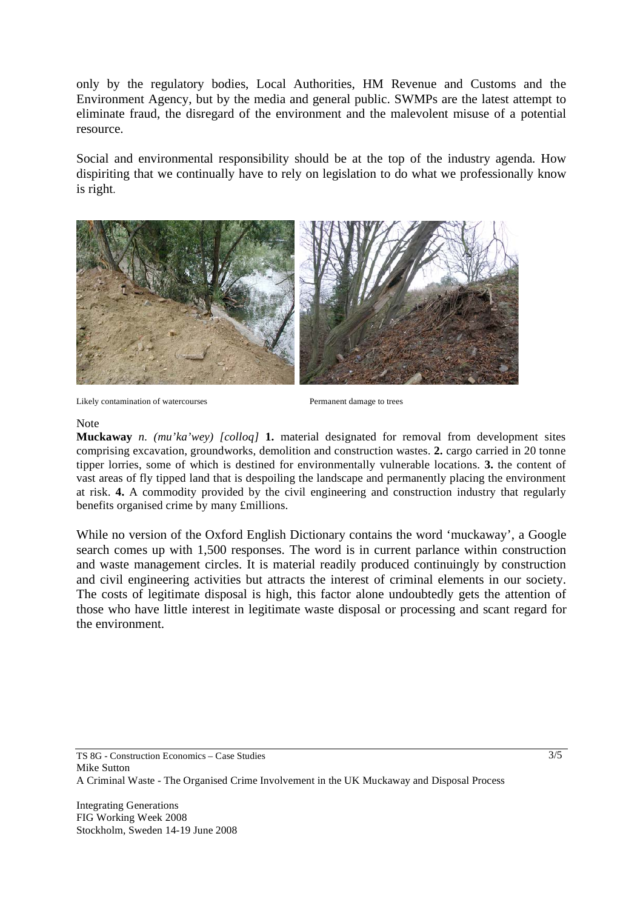only by the regulatory bodies, Local Authorities, HM Revenue and Customs and the Environment Agency, but by the media and general public. SWMPs are the latest attempt to eliminate fraud, the disregard of the environment and the malevolent misuse of a potential resource.

Social and environmental responsibility should be at the top of the industry agenda. How dispiriting that we continually have to rely on legislation to do what we professionally know is right.

Likely contamination of watercourses

Permanent damage to trees

Note

**Muckaway** *n. (mu'ka'wey) [colloq]* **1.** material designated for removal from development sites comprising excavation, groundworks, demolition and construction wastes. **2.** cargo carried in 20 tonne tipper lorries, some of which is destined for environmentally vulnerable locations. **3.** the content of vast areas of fly tipped land that is despoiling the landscape and permanently placing the environment at risk. **4.** A commodity provided by the civil engineering and construction industry that regularly benefits organised crime by many £millions.

While no version of the Oxford English Dictionary contains the word 'muckaway', a Google search comes up with 1,500 responses. The word is in current parlance within construction and waste management circles. It is material readily produced continuingly by construction and civil engineering activities but attracts the interest of criminal elements in our society. The costs of legitimate disposal is high, this factor alone undoubtedly gets the attention of those who have little interest in legitimate waste disposal or processing and scant regard for the environment.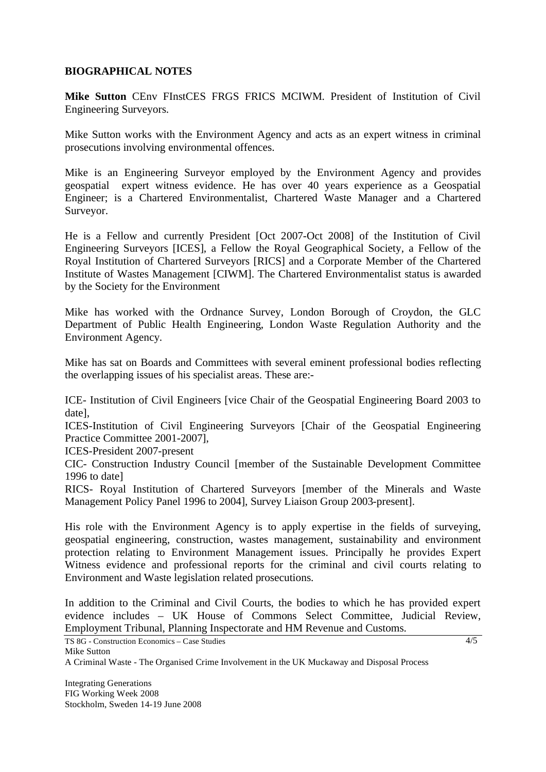**BIOGRAPHICAL NOTES**

**Mike Sutton** CEnv FInstCES FRGS FRICS MCIWM. President of Institution of Civil Engineering Surveyors.

Mike Sutton works with the Environment Agency and acts as an expert witness in criminal prosecutions involving environmental offences.

Mike is an Engineering Surveyor employed by the Environment Agency and provides geospatial expert witness evidence. He has over 40 years experience as a Geospatial Engineer; is a Chartered Environmentalist, Chartered Waste Manager and a Chartered Surveyor.

He is a Fellow and currently President [Oct 2007-Oct 2008] of the Institution of Civil Engineering Surveyors [ICES], a Fellow the Royal Geographical Society, a Fellow of the Royal Institution of Chartered Surveyors [RICS] and a Corporate Member of the Chartered Institute of Wastes Management [CIWM]. The Chartered Environmentalist status is awarded by the Society for the Environment

Mike has worked with the Ordnance Survey, London Borough of Croydon, the GLC Department of Public Health Engineering, London Waste Regulation Authority and the Environment Agency.

Mike has sat on Boards and Committees with several eminent professional bodies reflecting the overlapping issues of his specialist areas. These are:-

ICE- Institution of Civil Engineers [vice Chair of the Geospatial Engineering Board 2003 to date],
ICES-Institution of Civil Engineering Surveyors [Chair of the Geospatial Engineering Practice Committee 2001-2007],
ICES-President 2007-present
CIC- Construction Industry Council [member of the Sustainable Development Committee 1996 to date]
RICS- Royal Institution of Chartered Surveyors [member of the Minerals and Waste Management Policy Panel 1996 to 2004], Survey Liaison Group 2003-present].

His role with the Environment Agency is to apply expertise in the fields of surveying, geospatial engineering, construction, wastes management, sustainability and environment protection relating to Environment Management issues. Principally he provides Expert Witness evidence and professional reports for the criminal and civil courts relating to Environment and Waste legislation related prosecutions.

In addition to the Criminal and Civil Courts, the bodies to which he has provided expert evidence includes – UK House of Commons Select Committee, Judicial Review, Employment Tribunal, Planning Inspectorate and HM Revenue and Customs.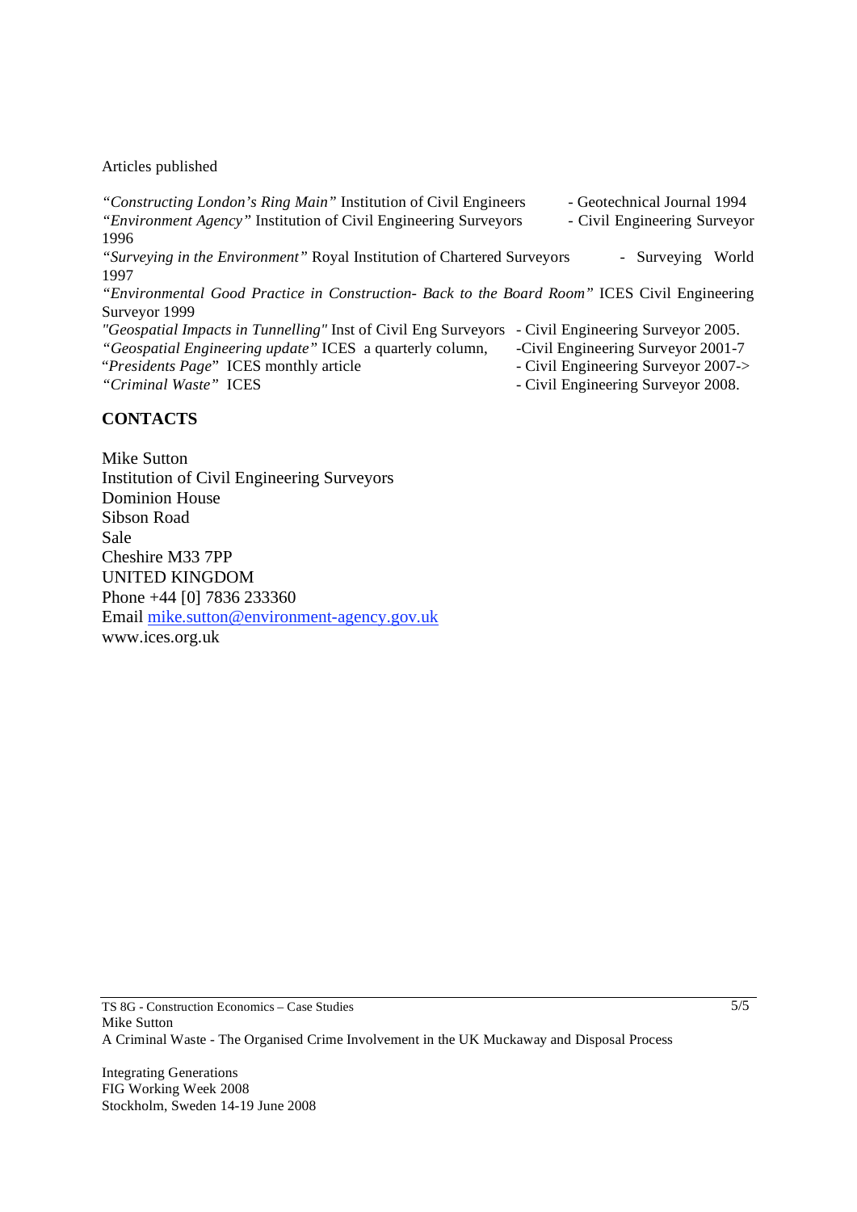Articles published

*"Constructing London's Ring Main"* Institution of Civil Engineers - Geotechnical Journal 1994
*"Environment Agency"* Institution of Civil Engineering Surveyors - Civil Engineering Surveyor 1996
*"Surveying in the Environment"* Royal Institution of Chartered Surveyors - Surveying World 1997
*"Environmental Good Practice in Construction- Back to the Board Room"* ICES Civil Engineering Surveyor 1999
*"Geospatial Impacts in Tunnelling"* Inst of Civil Eng Surveyors - Civil Engineering Surveyor 2005.
*"Geospatial Engineering update"* ICES a quarterly column, -Civil Engineering Surveyor 2001-7
"*Presidents Page*" ICES monthly article - Civil Engineering Surveyor 2007->
*"Criminal Waste"* ICES - Civil Engineering Surveyor 2008.

**CONTACTS**

Mike Sutton
Institution of Civil Engineering Surveyors
Dominion House
Sibson Road
Sale
Cheshire M33 7PP
UNITED KINGDOM
Phone +44 [0] 7836 233360
Email mike.sutton@environment-agency.gov.uk
www.ices.org.uk